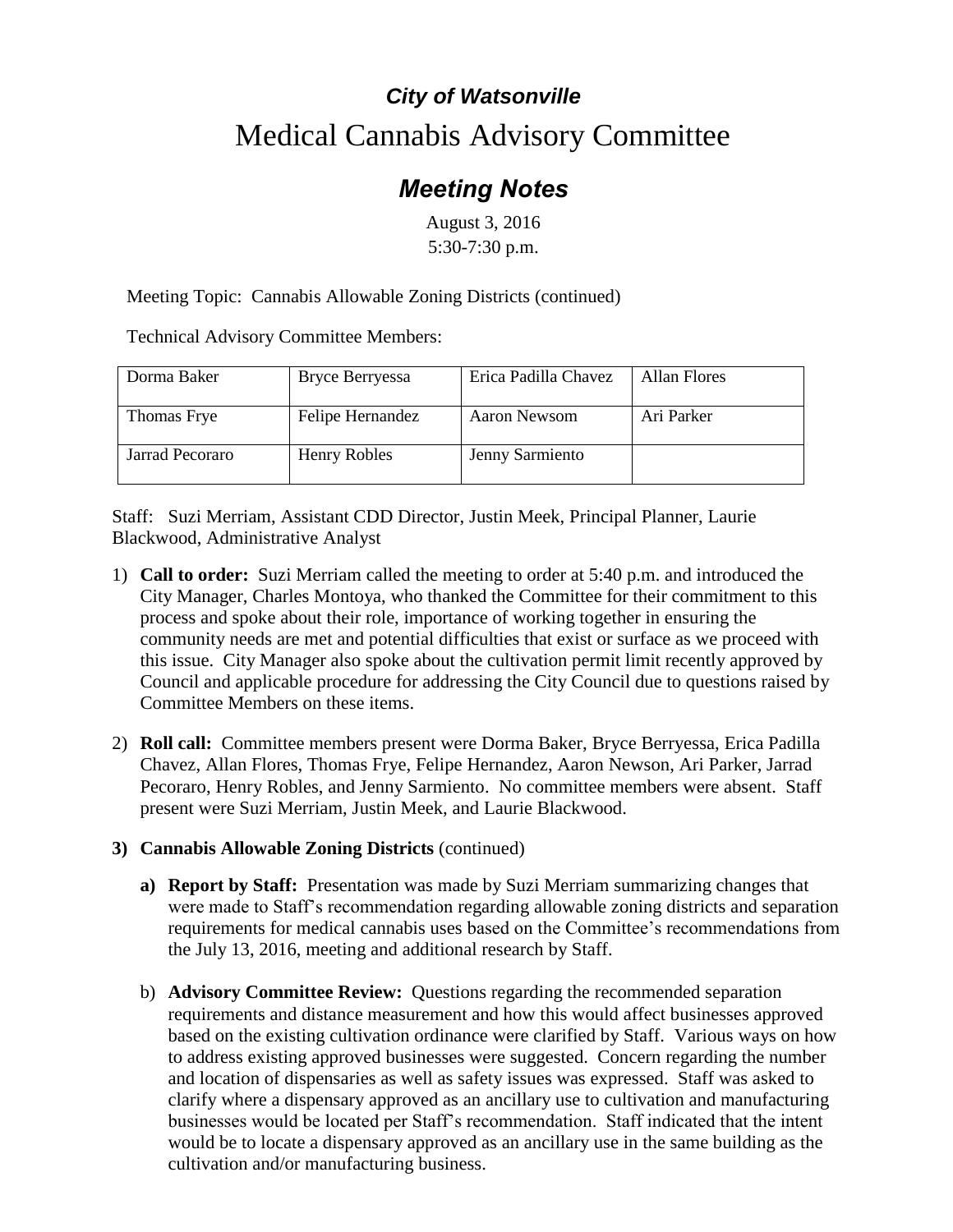# *City of Watsonville*

# Medical Cannabis Advisory Committee

## *Meeting Notes*

August 3, 2016
5:30-7:30 p.m.

Meeting Topic: Cannabis Allowable Zoning Districts (continued)

Technical Advisory Committee Members:

| | | | |
|---|---|---|---|
| Dorma Baker | Bryce Berryessa | Erica Padilla Chavez | Allan Flores |
| Thomas Frye | Felipe Hernandez | Aaron Newsom | Ari Parker |
| Jarrad Pecoraro | Henry Robles | Jenny Sarmiento | |

Staff: Suzi Merriam, Assistant CDD Director, Justin Meek, Principal Planner, Laurie Blackwood, Administrative Analyst

1) **Call to order:** Suzi Merriam called the meeting to order at 5:40 p.m. and introduced the City Manager, Charles Montoya, who thanked the Committee for their commitment to this process and spoke about their role, importance of working together in ensuring the community needs are met and potential difficulties that exist or surface as we proceed with this issue. City Manager also spoke about the cultivation permit limit recently approved by Council and applicable procedure for addressing the City Council due to questions raised by Committee Members on these items.

2) **Roll call:** Committee members present were Dorma Baker, Bryce Berryessa, Erica Padilla Chavez, Allan Flores, Thomas Frye, Felipe Hernandez, Aaron Newson, Ari Parker, Jarrad Pecoraro, Henry Robles, and Jenny Sarmiento. No committee members were absent. Staff present were Suzi Merriam, Justin Meek, and Laurie Blackwood.

3) **Cannabis Allowable Zoning Districts** (continued)

   a) **Report by Staff:** Presentation was made by Suzi Merriam summarizing changes that were made to Staff's recommendation regarding allowable zoning districts and separation requirements for medical cannabis uses based on the Committee's recommendations from the July 13, 2016, meeting and additional research by Staff.

   b) **Advisory Committee Review:** Questions regarding the recommended separation requirements and distance measurement and how this would affect businesses approved based on the existing cultivation ordinance were clarified by Staff. Various ways on how to address existing approved businesses were suggested. Concern regarding the number and location of dispensaries as well as safety issues was expressed. Staff was asked to clarify where a dispensary approved as an ancillary use to cultivation and manufacturing businesses would be located per Staff's recommendation. Staff indicated that the intent would be to locate a dispensary approved as an ancillary use in the same building as the cultivation and/or manufacturing business.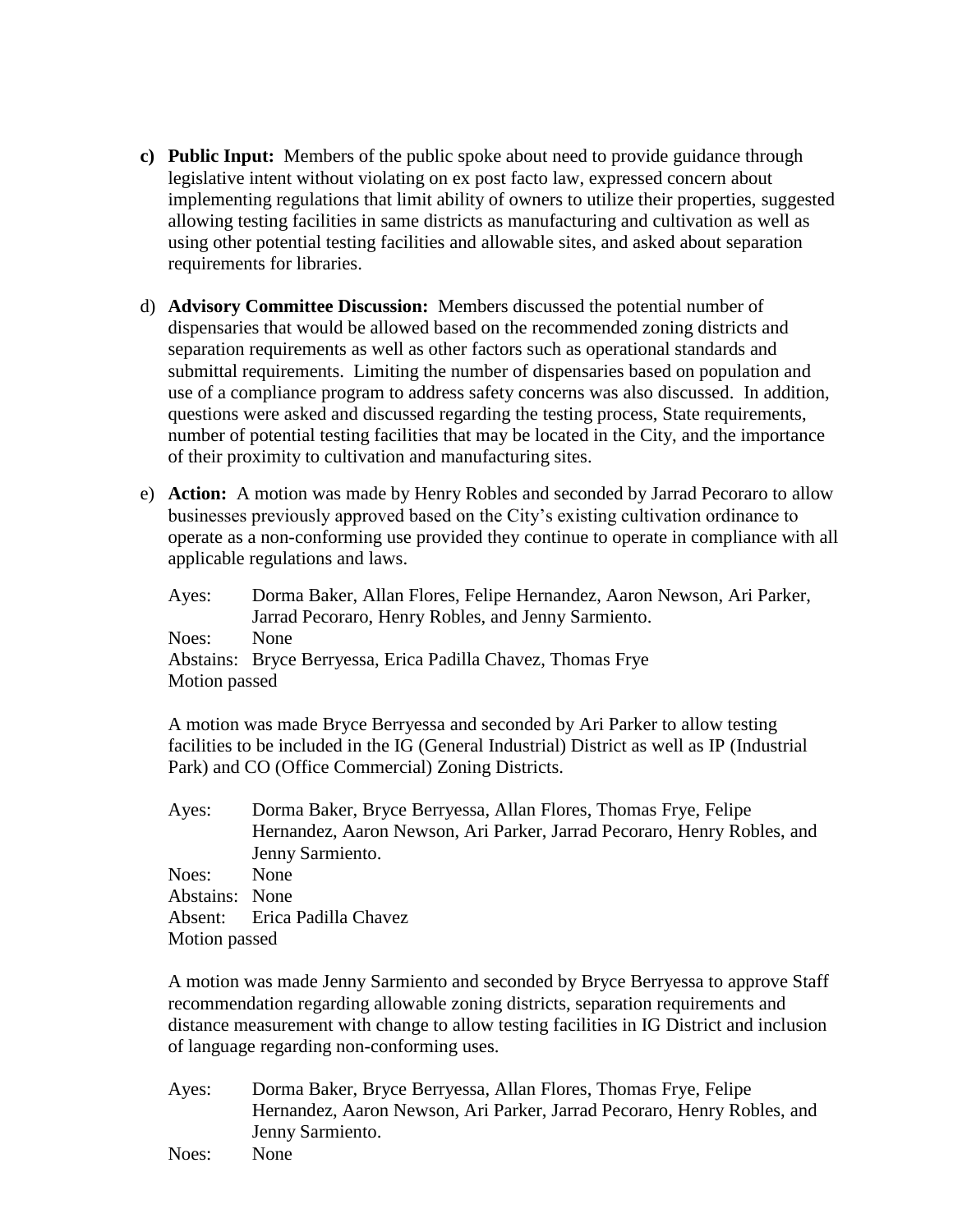c) **Public Input:** Members of the public spoke about need to provide guidance through legislative intent without violating on ex post facto law, expressed concern about implementing regulations that limit ability of owners to utilize their properties, suggested allowing testing facilities in same districts as manufacturing and cultivation as well as using other potential testing facilities and allowable sites, and asked about separation requirements for libraries.

d) **Advisory Committee Discussion:** Members discussed the potential number of dispensaries that would be allowed based on the recommended zoning districts and separation requirements as well as other factors such as operational standards and submittal requirements. Limiting the number of dispensaries based on population and use of a compliance program to address safety concerns was also discussed. In addition, questions were asked and discussed regarding the testing process, State requirements, number of potential testing facilities that may be located in the City, and the importance of their proximity to cultivation and manufacturing sites.

e) **Action:** A motion was made by Henry Robles and seconded by Jarrad Pecoraro to allow businesses previously approved based on the City's existing cultivation ordinance to operate as a non-conforming use provided they continue to operate in compliance with all applicable regulations and laws.

Ayes: Dorma Baker, Allan Flores, Felipe Hernandez, Aaron Newson, Ari Parker, Jarrad Pecoraro, Henry Robles, and Jenny Sarmiento.
Noes: None
Abstains: Bryce Berryessa, Erica Padilla Chavez, Thomas Frye
Motion passed

A motion was made Bryce Berryessa and seconded by Ari Parker to allow testing facilities to be included in the IG (General Industrial) District as well as IP (Industrial Park) and CO (Office Commercial) Zoning Districts.

Ayes: Dorma Baker, Bryce Berryessa, Allan Flores, Thomas Frye, Felipe Hernandez, Aaron Newson, Ari Parker, Jarrad Pecoraro, Henry Robles, and Jenny Sarmiento.
Noes: None
Abstains: None
Absent: Erica Padilla Chavez
Motion passed

A motion was made Jenny Sarmiento and seconded by Bryce Berryessa to approve Staff recommendation regarding allowable zoning districts, separation requirements and distance measurement with change to allow testing facilities in IG District and inclusion of language regarding non-conforming uses.

Ayes: Dorma Baker, Bryce Berryessa, Allan Flores, Thomas Frye, Felipe Hernandez, Aaron Newson, Ari Parker, Jarrad Pecoraro, Henry Robles, and Jenny Sarmiento.
Noes: None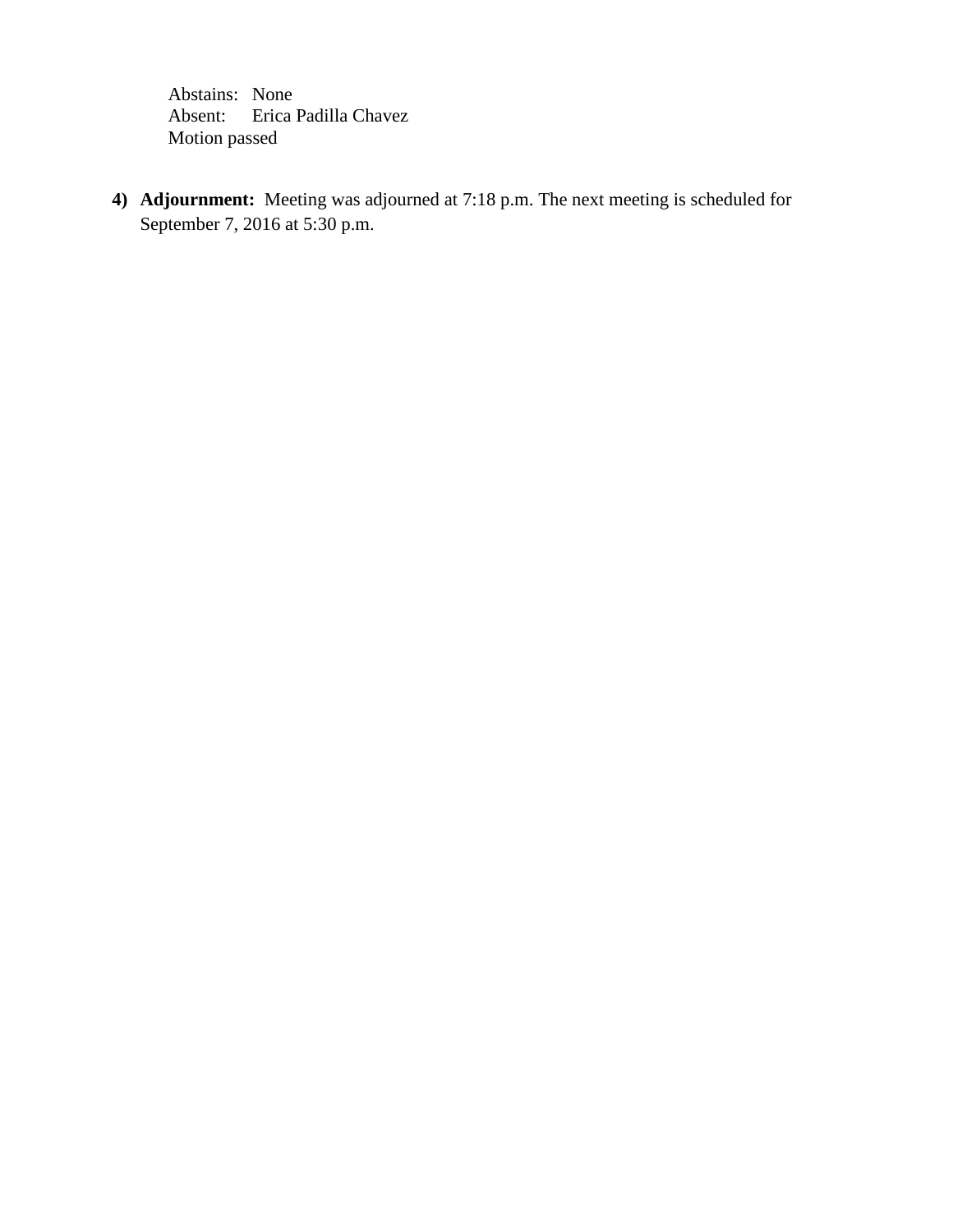Abstains: None
Absent: Erica Padilla Chavez
Motion passed

4) **Adjournment:** Meeting was adjourned at 7:18 p.m. The next meeting is scheduled for September 7, 2016 at 5:30 p.m.